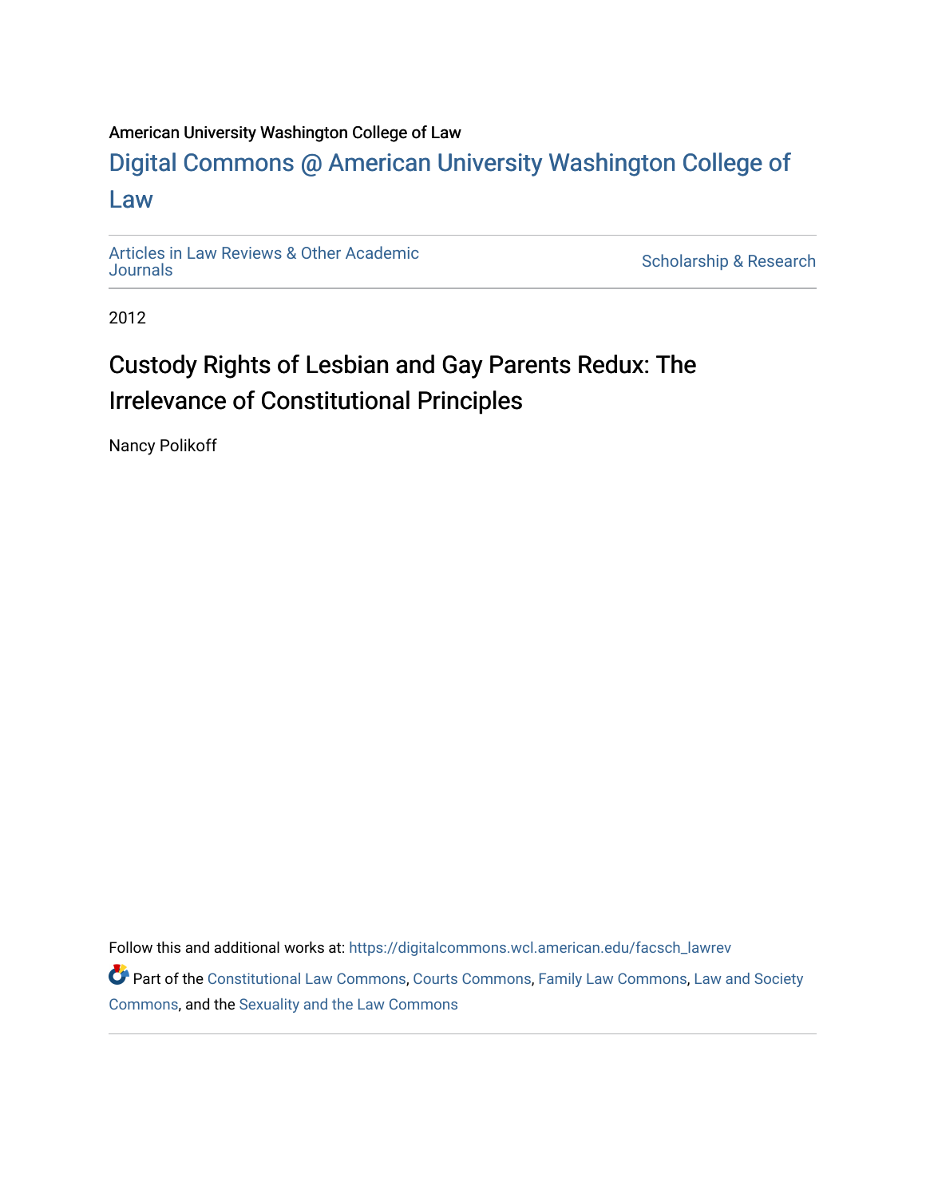American University Washington College of Law

# Digital Commons @ American University Washington College of Law

Articles in Law Reviews & Other Academic Journals

Scholarship & Research

2012

## Custody Rights of Lesbian and Gay Parents Redux: The Irrelevance of Constitutional Principles

Nancy Polikoff

Follow this and additional works at: https://digitalcommons.wcl.american.edu/facsch_lawrev

Part of the Constitutional Law Commons, Courts Commons, Family Law Commons, Law and Society Commons, and the Sexuality and the Law Commons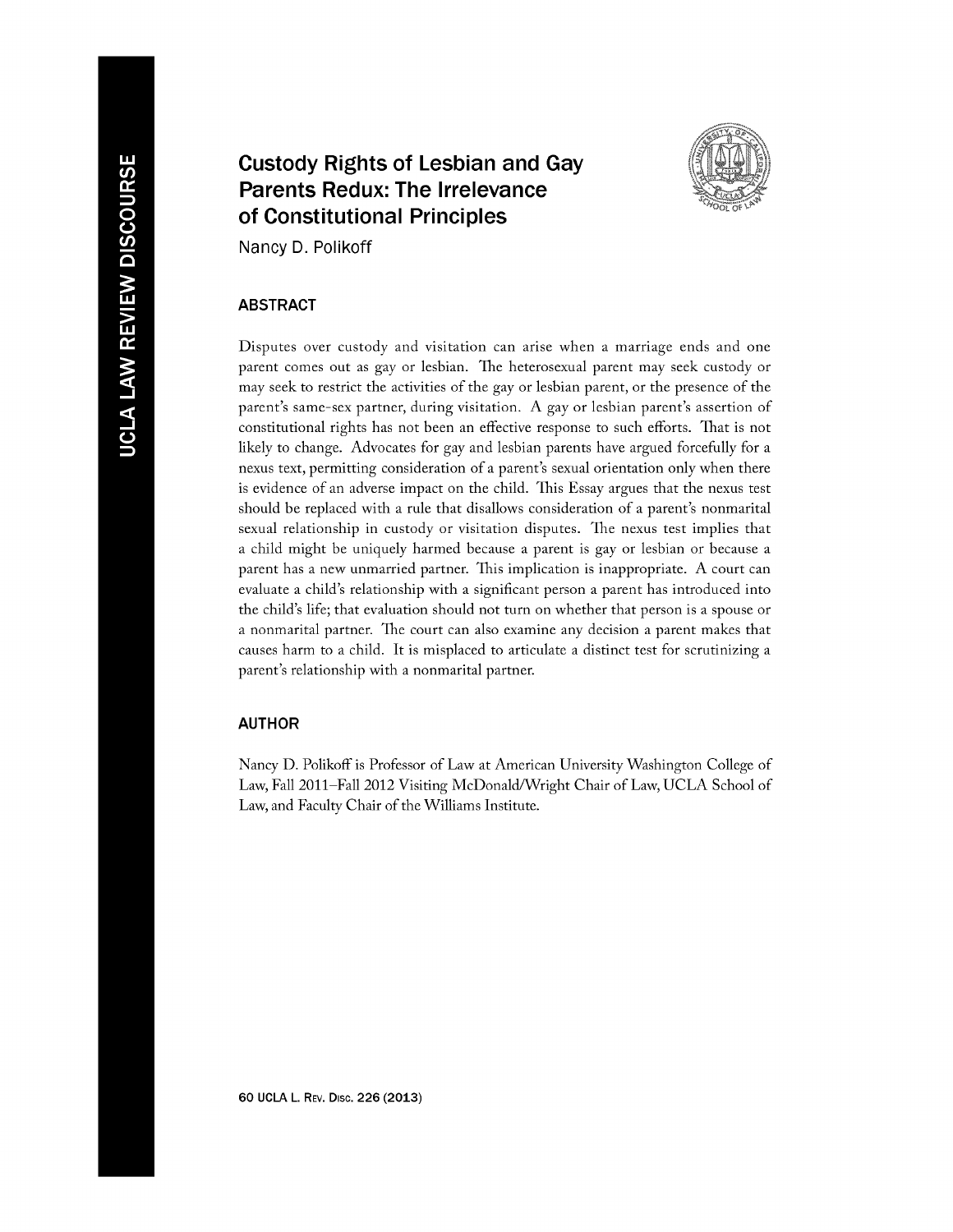# Custody Rights of Lesbian and Gay Parents Redux: The Irrelevance of Constitutional Principles

Nancy D. Polikoff

## ABSTRACT

Disputes over custody and visitation can arise when a marriage ends and one parent comes out as gay or lesbian. The heterosexual parent may seek custody or may seek to restrict the activities of the gay or lesbian parent, or the presence of the parent's same-sex partner, during visitation. A gay or lesbian parent's assertion of constitutional rights has not been an effective response to such efforts. That is not likely to change. Advocates for gay and lesbian parents have argued forcefully for a nexus text, permitting consideration of a parent's sexual orientation only when there is evidence of an adverse impact on the child. This Essay argues that the nexus test should be replaced with a rule that disallows consideration of a parent's nonmarital sexual relationship in custody or visitation disputes. The nexus test implies that a child might be uniquely harmed because a parent is gay or lesbian or because a parent has a new unmarried partner. This implication is inappropriate. A court can evaluate a child's relationship with a significant person a parent has introduced into the child's life; that evaluation should not turn on whether that person is a spouse or a nonmarital partner. The court can also examine any decision a parent makes that causes harm to a child. It is misplaced to articulate a distinct test for scrutinizing a parent's relationship with a nonmarital partner.

## AUTHOR

Nancy D. Polikoff is Professor of Law at American University Washington College of Law, Fall 2011–Fall 2012 Visiting McDonald/Wright Chair of Law, UCLA School of Law, and Faculty Chair of the Williams Institute.

60 UCLA L. Rev. Disc. 226 (2013)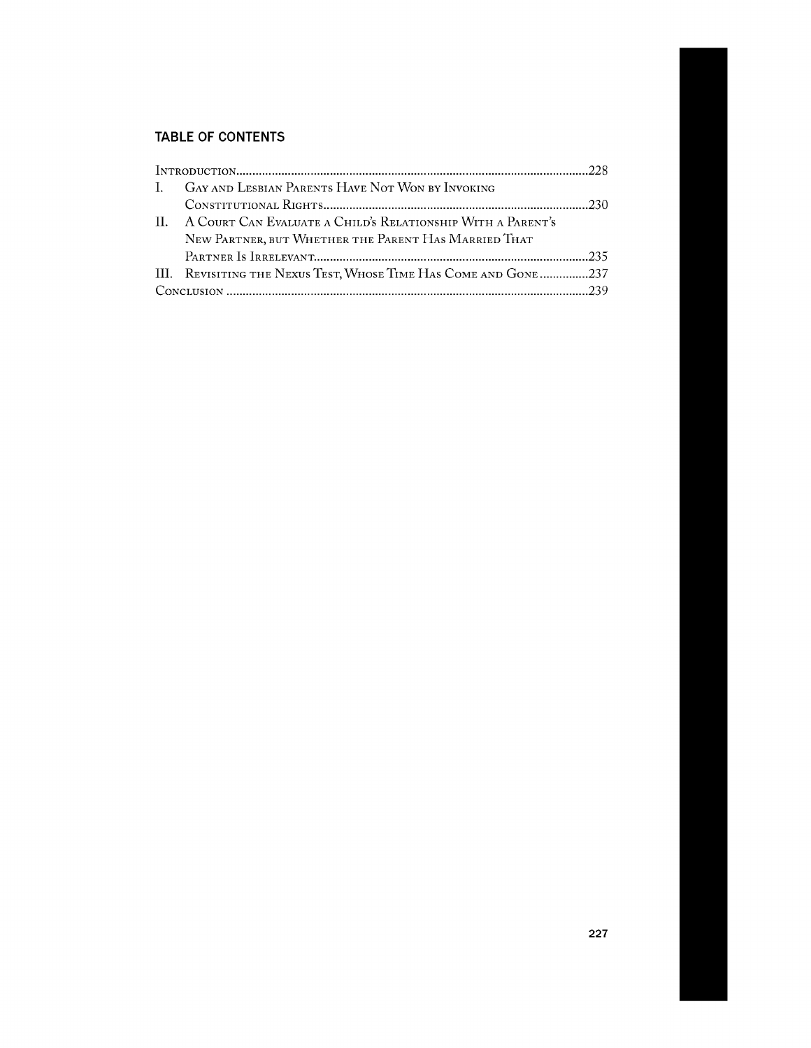## TABLE OF CONTENTS

Introduction.............................................................................................................228

I. Gay and Lesbian Parents Have Not Won by Invoking Constitutional Rights..................................................................................230

II. A Court Can Evaluate a Child's Relationship With a Parent's New Partner, but Whether the Parent Has Married That Partner Is Irrelevant.....................................................................................235

III. Revisiting the Nexus Test, Whose Time Has Come and Gone...............237

Conclusion ...............................................................................................................239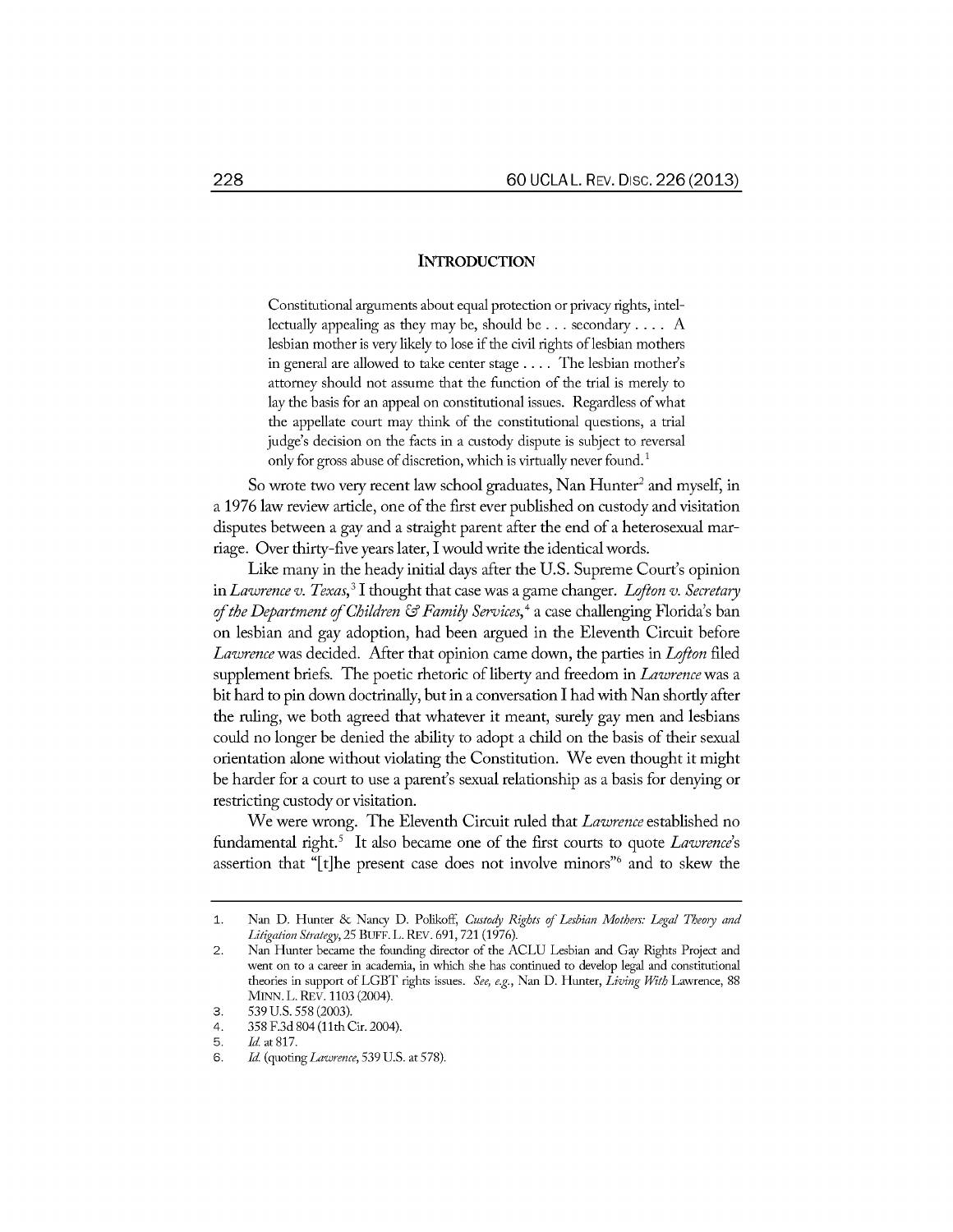## INTRODUCTION

> Constitutional arguments about equal protection or privacy rights, intellectually appealing as they may be, should be . . . secondary . . . . A lesbian mother is very likely to lose if the civil rights of lesbian mothers in general are allowed to take center stage . . . . The lesbian mother's attorney should not assume that the function of the trial is merely to lay the basis for an appeal on constitutional issues. Regardless of what the appellate court may think of the constitutional questions, a trial judge's decision on the facts in a custody dispute is subject to reversal only for gross abuse of discretion, which is virtually never found.[1]

So wrote two very recent law school graduates, Nan Hunter[2] and myself, in a 1976 law review article, one of the first ever published on custody and visitation disputes between a gay and a straight parent after the end of a heterosexual marriage. Over thirty-five years later, I would write the identical words.

Like many in the heady initial days after the U.S. Supreme Court's opinion in *Lawrence v. Texas*,[3] I thought that case was a game changer. *Lofton v. Secretary of the Department of Children & Family Services*,[4] a case challenging Florida's ban on lesbian and gay adoption, had been argued in the Eleventh Circuit before *Lawrence* was decided. After that opinion came down, the parties in *Lofton* filed supplement briefs. The poetic rhetoric of liberty and freedom in *Lawrence* was a bit hard to pin down doctrinally, but in a conversation I had with Nan shortly after the ruling, we both agreed that whatever it meant, surely gay men and lesbians could no longer be denied the ability to adopt a child on the basis of their sexual orientation alone without violating the Constitution. We even thought it might be harder for a court to use a parent's sexual relationship as a basis for denying or restricting custody or visitation.

We were wrong. The Eleventh Circuit ruled that *Lawrence* established no fundamental right.[5] It also became one of the first courts to quote *Lawrence*'s assertion that "[t]he present case does not involve minors"[6] and to skew the

---

1. Nan D. Hunter & Nancy D. Polikoff, *Custody Rights of Lesbian Mothers: Legal Theory and Litigation Strategy*, 25 BUFF. L. REV. 691, 721 (1976).
2. Nan Hunter became the founding director of the ACLU Lesbian and Gay Rights Project and went on to a career in academia, in which she has continued to develop legal and constitutional theories in support of LGBT rights issues. *See, e.g.*, Nan D. Hunter, *Living With* Lawrence, 88 MINN. L. REV. 1103 (2004).
3. 539 U.S. 558 (2003).
4. 358 F.3d 804 (11th Cir. 2004).
5. *Id.* at 817.
6. *Id.* (quoting *Lawrence*, 539 U.S. at 578).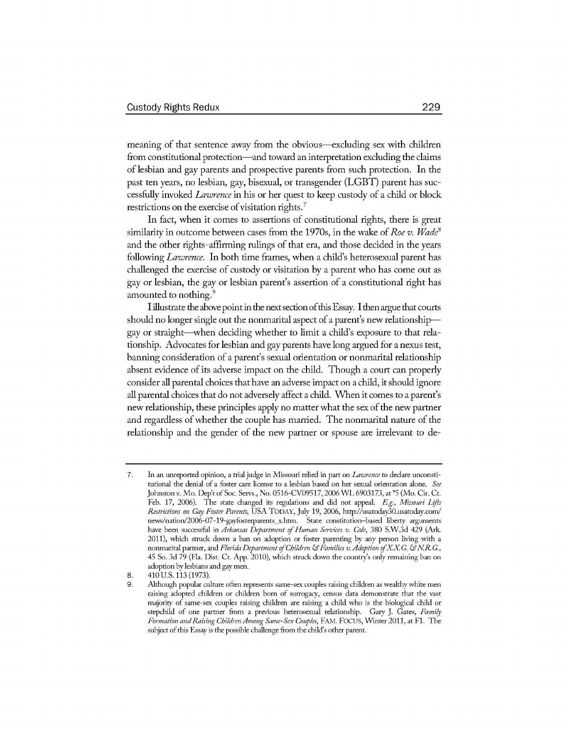meaning of that sentence away from the obvious—excluding sex with children from constitutional protection—and toward an interpretation excluding the claims of lesbian and gay parents and prospective parents from such protection. In the past ten years, no lesbian, gay, bisexual, or transgender (LGBT) parent has successfully invoked *Lawrence* in his or her quest to keep custody of a child or block restrictions on the exercise of visitation rights.[7]

In fact, when it comes to assertions of constitutional rights, there is great similarity in outcome between cases from the 1970s, in the wake of *Roe v. Wade*[8] and the other rights-affirming rulings of that era, and those decided in the years following *Lawrence*. In both time frames, when a child's heterosexual parent has challenged the exercise of custody or visitation by a parent who has come out as gay or lesbian, the gay or lesbian parent's assertion of a constitutional right has amounted to nothing.[9]

I illustrate the above point in the next section of this Essay. I then argue that courts should no longer single out the nonmarital aspect of a parent's new relationship—gay or straight—when deciding whether to limit a child's exposure to that relationship. Advocates for lesbian and gay parents have long argued for a nexus test, banning consideration of a parent's sexual orientation or nonmarital relationship absent evidence of its adverse impact on the child. Though a court can properly consider all parental choices that have an adverse impact on a child, it should ignore all parental choices that do not adversely affect a child. When it comes to a parent's new relationship, these principles apply no matter what the sex of the new partner and regardless of whether the couple has married. The nonmarital nature of the relationship and the gender of the new partner or spouse are irrelevant to de-

---

7. In an unreported opinion, a trial judge in Missouri relied in part on *Lawrence* to declare unconstitutional the denial of a foster care license to a lesbian based on her sexual orientation alone. *See* Johnston v. Mo. Dep't of Soc. Servs., No. 0516-CV09517, 2006 WL 6903173, at *5 (Mo. Cir. Ct. Feb. 17, 2006). The state changed its regulations and did not appeal. *E.g.*, *Missouri Lifts Restrictions on Gay Foster Parents*, USA TODAY, July 19, 2006, http://usatoday30.usatoday.com/news/nation/2006-07-19-gayfosterparents_x.htm. State constitution–based liberty arguments have been successful in *Arkansas Department of Human Services v. Cole*, 380 S.W.3d 429 (Ark. 2011), which struck down a ban on adoption or foster parenting by any person living with a nonmarital partner, and *Florida Department of Children & Families v. Adoption of X.X.G. & N.R.G.*, 45 So. 3d 79 (Fla. Dist. Ct. App. 2010), which struck down the country's only remaining ban on adoption by lesbians and gay men.

8. 410 U.S. 113 (1973).

9. Although popular culture often represents same-sex couples raising children as wealthy white men raising adopted children or children born of surrogacy, census data demonstrate that the vast majority of same-sex couples raising children are raising a child who is the biological child or stepchild of one partner from a previous heterosexual relationship. Gary J. Gates, *Family Formation and Raising Children Among Same-Sex Couples*, FAM. FOCUS, Winter 2011, at F1. The subject of this Essay is the possible challenge from the child's other parent.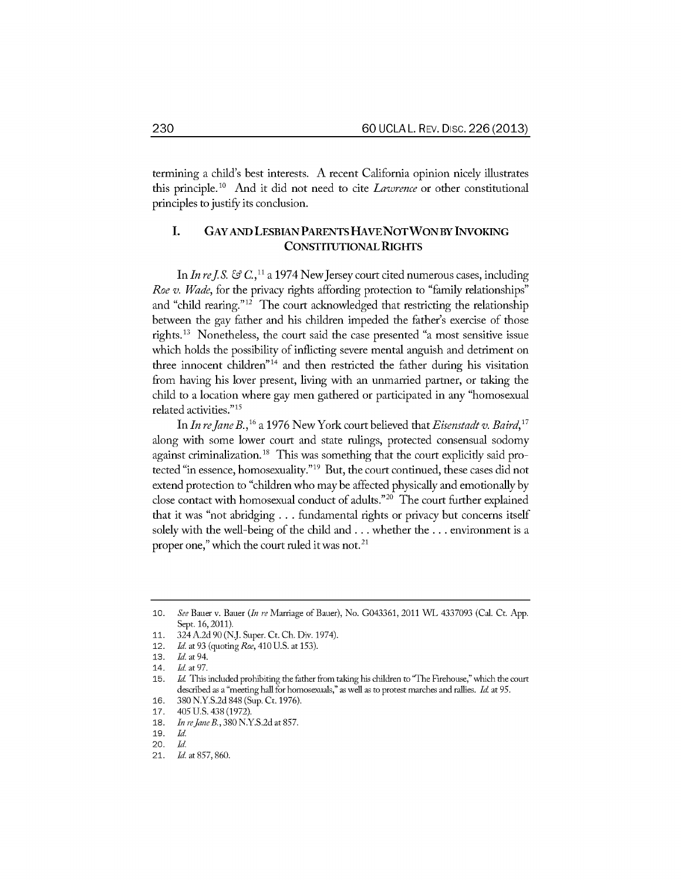termining a child's best interests. A recent California opinion nicely illustrates this principle.[10] And it did not need to cite *Lawrence* or other constitutional principles to justify its conclusion.

## I. GAY AND LESBIAN PARENTS HAVE NOT WON BY INVOKING CONSTITUTIONAL RIGHTS

In *In re J.S. & C.*,[11] a 1974 New Jersey court cited numerous cases, including *Roe v. Wade*, for the privacy rights affording protection to "family relationships" and "child rearing."[12] The court acknowledged that restricting the relationship between the gay father and his children impeded the father's exercise of those rights.[13] Nonetheless, the court said the case presented "a most sensitive issue which holds the possibility of inflicting severe mental anguish and detriment on three innocent children"[14] and then restricted the father during his visitation from having his lover present, living with an unmarried partner, or taking the child to a location where gay men gathered or participated in any "homosexual related activities."[15]

In *In re Jane B.*,[16] a 1976 New York court believed that *Eisenstadt v. Baird*,[17] along with some lower court and state rulings, protected consensual sodomy against criminalization.[18] This was something that the court explicitly said protected "in essence, homosexuality."[19] But, the court continued, these cases did not extend protection to "children who may be affected physically and emotionally by close contact with homosexual conduct of adults."[20] The court further explained that it was "not abridging . . . fundamental rights or privacy but concerns itself solely with the well-being of the child and . . . whether the . . . environment is a proper one," which the court ruled it was not.[21]

---

10. *See* Bauer v. Bauer (*In re* Marriage of Bauer), No. G043361, 2011 WL 4337093 (Cal. Ct. App. Sept. 16, 2011).
11. 324 A.2d 90 (N.J. Super. Ct. Ch. Div. 1974).
12. *Id.* at 93 (quoting *Roe*, 410 U.S. at 153).
13. *Id.* at 94.
14. *Id.* at 97.
15. *Id.* This included prohibiting the father from taking his children to "The Firehouse," which the court described as a "meeting hall for homosexuals," as well as to protest marches and rallies. *Id.* at 95.
16. 380 N.Y.S.2d 848 (Sup. Ct. 1976).
17. 405 U.S. 438 (1972).
18. *In re Jane B.*, 380 N.Y.S.2d at 857.
19. *Id.*
20. *Id.*
21. *Id.* at 857, 860.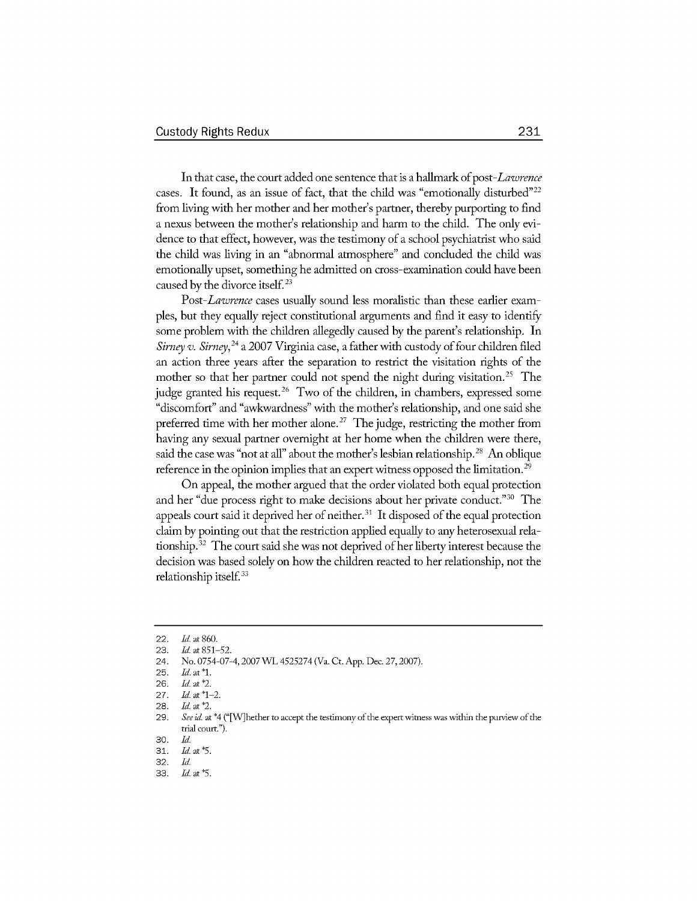In that case, the court added one sentence that is a hallmark of post-*Lawrence* cases. It found, as an issue of fact, that the child was "emotionally disturbed"[22] from living with her mother and her mother's partner, thereby purporting to find a nexus between the mother's relationship and harm to the child. The only evidence to that effect, however, was the testimony of a school psychiatrist who said the child was living in an "abnormal atmosphere" and concluded the child was emotionally upset, something he admitted on cross-examination could have been caused by the divorce itself.[23]

Post-*Lawrence* cases usually sound less moralistic than these earlier examples, but they equally reject constitutional arguments and find it easy to identify some problem with the children allegedly caused by the parent's relationship. In *Sirney v. Sirney*,[24] a 2007 Virginia case, a father with custody of four children filed an action three years after the separation to restrict the visitation rights of the mother so that her partner could not spend the night during visitation.[25] The judge granted his request.[26] Two of the children, in chambers, expressed some "discomfort" and "awkwardness" with the mother's relationship, and one said she preferred time with her mother alone.[27] The judge, restricting the mother from having any sexual partner overnight at her home when the children were there, said the case was "not at all" about the mother's lesbian relationship.[28] An oblique reference in the opinion implies that an expert witness opposed the limitation.[29]

On appeal, the mother argued that the order violated both equal protection and her "due process right to make decisions about her private conduct."[30] The appeals court said it deprived her of neither.[31] It disposed of the equal protection claim by pointing out that the restriction applied equally to any heterosexual relationship.[32] The court said she was not deprived of her liberty interest because the decision was based solely on how the children reacted to her relationship, not the relationship itself.[33]

---

22. *Id.* at 860.
23. *Id.* at 851–52.
24. No. 0754-07-4, 2007 WL 4525274 (Va. Ct. App. Dec. 27, 2007).
25. *Id.* at *1.
26. *Id.* at *2.
27. *Id.* at *1–2.
28. *Id.* at *2.
29. *See id.* at *4 ("[W]hether to accept the testimony of the expert witness was within the purview of the trial court.").
30. *Id.*
31. *Id.* at *5.
32. *Id.*
33. *Id.* at *5.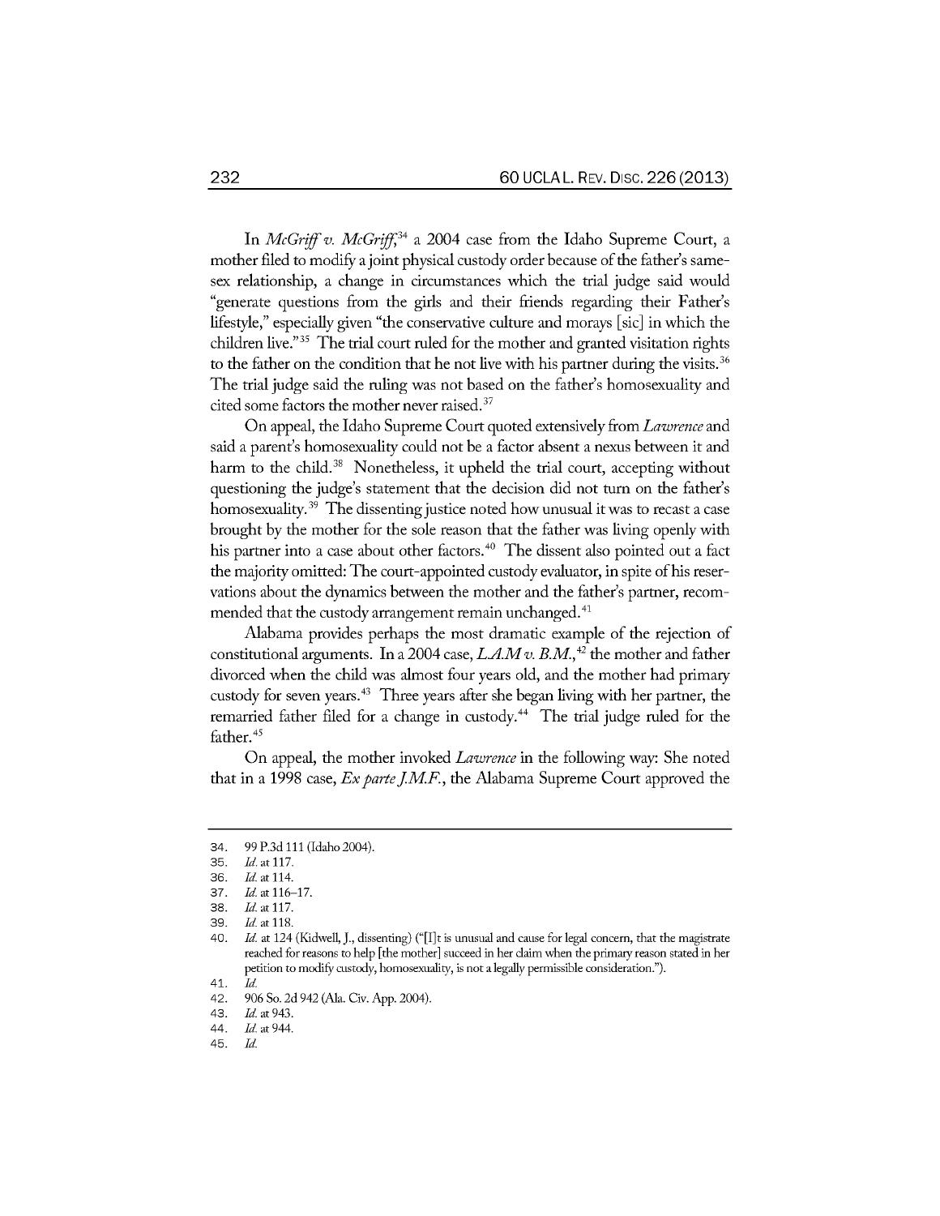In *McGriff v. McGriff*,[34] a 2004 case from the Idaho Supreme Court, a mother filed to modify a joint physical custody order because of the father's same-sex relationship, a change in circumstances which the trial judge said would "generate questions from the girls and their friends regarding their Father's lifestyle," especially given "the conservative culture and morays [sic] in which the children live."[35] The trial court ruled for the mother and granted visitation rights to the father on the condition that he not live with his partner during the visits.[36] The trial judge said the ruling was not based on the father's homosexuality and cited some factors the mother never raised.[37]

On appeal, the Idaho Supreme Court quoted extensively from *Lawrence* and said a parent's homosexuality could not be a factor absent a nexus between it and harm to the child.[38] Nonetheless, it upheld the trial court, accepting without questioning the judge's statement that the decision did not turn on the father's homosexuality.[39] The dissenting justice noted how unusual it was to recast a case brought by the mother for the sole reason that the father was living openly with his partner into a case about other factors.[40] The dissent also pointed out a fact the majority omitted: The court-appointed custody evaluator, in spite of his reservations about the dynamics between the mother and the father's partner, recommended that the custody arrangement remain unchanged.[41]

Alabama provides perhaps the most dramatic example of the rejection of constitutional arguments. In a 2004 case, *L.A.M v. B.M.*,[42] the mother and father divorced when the child was almost four years old, and the mother had primary custody for seven years.[43] Three years after she began living with her partner, the remarried father filed for a change in custody.[44] The trial judge ruled for the father.[45]

On appeal, the mother invoked *Lawrence* in the following way: She noted that in a 1998 case, *Ex parte J.M.F.*, the Alabama Supreme Court approved the

---

34. 99 P.3d 111 (Idaho 2004).
35. *Id.* at 117.
36. *Id.* at 114.
37. *Id.* at 116–17.
38. *Id.* at 117.
39. *Id.* at 118.
40. *Id.* at 124 (Kidwell, J., dissenting) ("[I]t is unusual and cause for legal concern, that the magistrate reached for reasons to help [the mother] succeed in her claim when the primary reason stated in her petition to modify custody, homosexuality, is not a legally permissible consideration.").
41. *Id.*
42. 906 So. 2d 942 (Ala. Civ. App. 2004).
43. *Id.* at 943.
44. *Id.* at 944.
45. *Id.*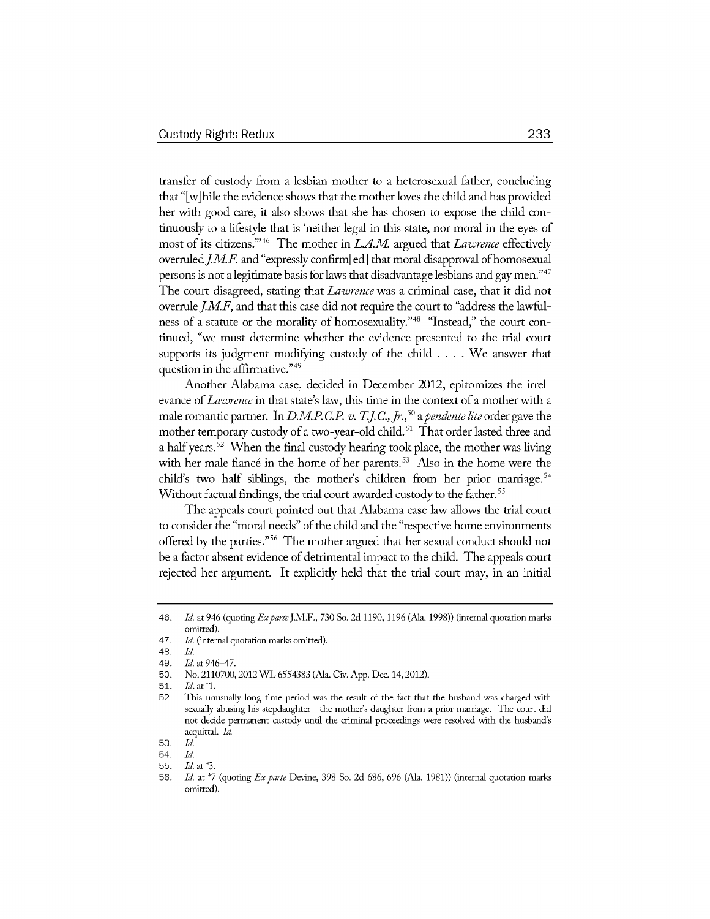transfer of custody from a lesbian mother to a heterosexual father, concluding that "[w]hile the evidence shows that the mother loves the child and has provided her with good care, it also shows that she has chosen to expose the child continuously to a lifestyle that is 'neither legal in this state, nor moral in the eyes of most of its citizens.'"[46] The mother in *L.A.M.* argued that *Lawrence* effectively overruled *J.M.F.* and "expressly confirm[ed] that moral disapproval of homosexual persons is not a legitimate basis for laws that disadvantage lesbians and gay men."[47] The court disagreed, stating that *Lawrence* was a criminal case, that it did not overrule *J.M.F*, and that this case did not require the court to "address the lawfulness of a statute or the morality of homosexuality."[48] "Instead," the court continued, "we must determine whether the evidence presented to the trial court supports its judgment modifying custody of the child . . . . We answer that question in the affirmative."[49]

Another Alabama case, decided in December 2012, epitomizes the irrelevance of *Lawrence* in that state's law, this time in the context of a mother with a male romantic partner. In *D.M.P.C.P. v. T.J.C., Jr.*,[50] a *pendente lite* order gave the mother temporary custody of a two-year-old child.[51] That order lasted three and a half years.[52] When the final custody hearing took place, the mother was living with her male fiancé in the home of her parents.[53] Also in the home were the child's two half siblings, the mother's children from her prior marriage.[54] Without factual findings, the trial court awarded custody to the father.[55]

The appeals court pointed out that Alabama case law allows the trial court to consider the "moral needs" of the child and the "respective home environments offered by the parties."[56] The mother argued that her sexual conduct should not be a factor absent evidence of detrimental impact to the child. The appeals court rejected her argument. It explicitly held that the trial court may, in an initial

---

46. *Id.* at 946 (quoting *Ex parte* J.M.F., 730 So. 2d 1190, 1196 (Ala. 1998)) (internal quotation marks omitted).
47. *Id.* (internal quotation marks omitted).
48. *Id.*
49. *Id.* at 946–47.
50. No. 2110700, 2012 WL 6554383 (Ala. Civ. App. Dec. 14, 2012).
51. *Id.* at *1.
52. This unusually long time period was the result of the fact that the husband was charged with sexually abusing his stepdaughter—the mother's daughter from a prior marriage. The court did not decide permanent custody until the criminal proceedings were resolved with the husband's acquittal. *Id.*
53. *Id.*
54. *Id.*
55. *Id.* at *3.
56. *Id.* at *7 (quoting *Ex parte* Devine, 398 So. 2d 686, 696 (Ala. 1981)) (internal quotation marks omitted).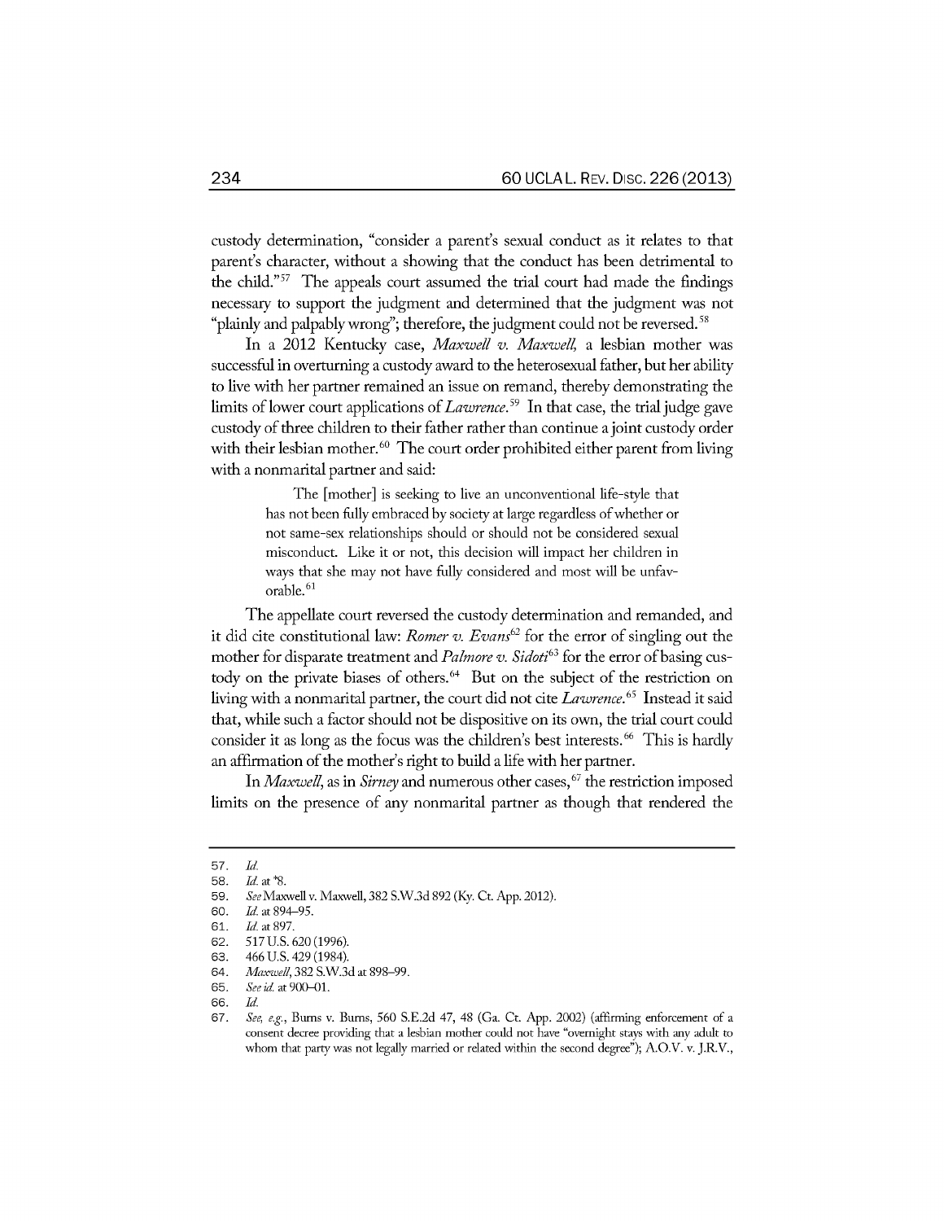custody determination, "consider a parent's sexual conduct as it relates to that parent's character, without a showing that the conduct has been detrimental to the child."[57] The appeals court assumed the trial court had made the findings necessary to support the judgment and determined that the judgment was not "plainly and palpably wrong"; therefore, the judgment could not be reversed.[58]

In a 2012 Kentucky case, *Maxwell v. Maxwell*, a lesbian mother was successful in overturning a custody award to the heterosexual father, but her ability to live with her partner remained an issue on remand, thereby demonstrating the limits of lower court applications of *Lawrence*.[59] In that case, the trial judge gave custody of three children to their father rather than continue a joint custody order with their lesbian mother.[60] The court order prohibited either parent from living with a nonmarital partner and said:

> The [mother] is seeking to live an unconventional life-style that has not been fully embraced by society at large regardless of whether or not same-sex relationships should or should not be considered sexual misconduct. Like it or not, this decision will impact her children in ways that she may not have fully considered and most will be unfavorable.[61]

The appellate court reversed the custody determination and remanded, and it did cite constitutional law: *Romer v. Evans*[62] for the error of singling out the mother for disparate treatment and *Palmore v. Sidoti*[63] for the error of basing custody on the private biases of others.[64] But on the subject of the restriction on living with a nonmarital partner, the court did not cite *Lawrence*.[65] Instead it said that, while such a factor should not be dispositive on its own, the trial court could consider it as long as the focus was the children's best interests.[66] This is hardly an affirmation of the mother's right to build a life with her partner.

In *Maxwell*, as in *Sirney* and numerous other cases,[67] the restriction imposed limits on the presence of any nonmarital partner as though that rendered the

---

57. *Id.*
58. *Id.* at *8.
59. *See* Maxwell v. Maxwell, 382 S.W.3d 892 (Ky. Ct. App. 2012).
60. *Id.* at 894–95.
61. *Id.* at 897.
62. 517 U.S. 620 (1996).
63. 466 U.S. 429 (1984).
64. *Maxwell*, 382 S.W.3d at 898–99.
65. *See id.* at 900–01.
66. *Id.*
67. *See, e.g.*, Burns v. Burns, 560 S.E.2d 47, 48 (Ga. Ct. App. 2002) (affirming enforcement of a consent decree providing that a lesbian mother could not have "overnight stays with any adult to whom that party was not legally married or related within the second degree"); A.O.V. v. J.R.V.,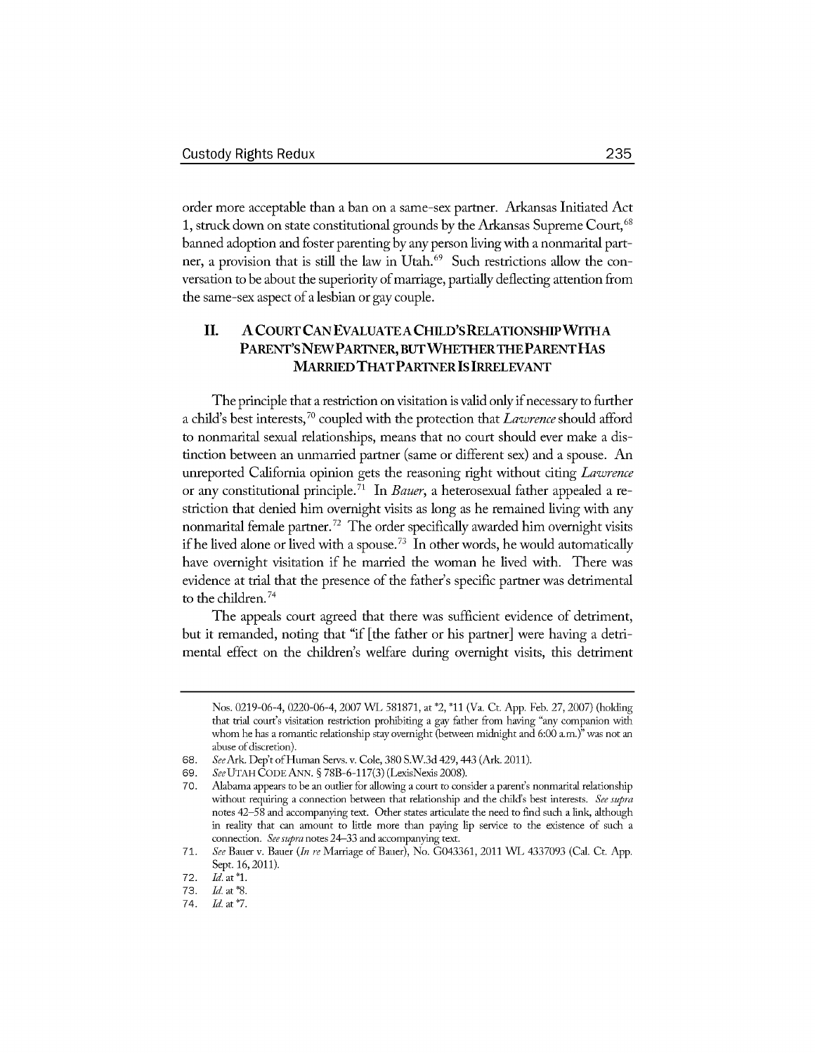order more acceptable than a ban on a same-sex partner. Arkansas Initiated Act 1, struck down on state constitutional grounds by the Arkansas Supreme Court,[68] banned adoption and foster parenting by any person living with a nonmarital partner, a provision that is still the law in Utah.[69] Such restrictions allow the conversation to be about the superiority of marriage, partially deflecting attention from the same-sex aspect of a lesbian or gay couple.

## II. A COURT CAN EVALUATE A CHILD'S RELATIONSHIP WITH A PARENT'S NEW PARTNER, BUT WHETHER THE PARENT HAS MARRIED THAT PARTNER IS IRRELEVANT

The principle that a restriction on visitation is valid only if necessary to further a child's best interests,[70] coupled with the protection that *Lawrence* should afford to nonmarital sexual relationships, means that no court should ever make a distinction between an unmarried partner (same or different sex) and a spouse. An unreported California opinion gets the reasoning right without citing *Lawrence* or any constitutional principle.[71] In *Bauer*, a heterosexual father appealed a restriction that denied him overnight visits as long as he remained living with any nonmarital female partner.[72] The order specifically awarded him overnight visits if he lived alone or lived with a spouse.[73] In other words, he would automatically have overnight visitation if he married the woman he lived with. There was evidence at trial that the presence of the father's specific partner was detrimental to the children.[74]

The appeals court agreed that there was sufficient evidence of detriment, but it remanded, noting that "if [the father or his partner] were having a detrimental effect on the children's welfare during overnight visits, this detriment

---

Nos. 0219-06-4, 0220-06-4, 2007 WL 581871, at *2, *11 (Va. Ct. App. Feb. 27, 2007) (holding that trial court's visitation restriction prohibiting a gay father from having "any companion with whom he has a romantic relationship stay overnight (between midnight and 6:00 a.m.)" was not an abuse of discretion).

68. *See* Ark. Dep't of Human Servs. v. Cole, 380 S.W.3d 429, 443 (Ark. 2011).

69. *See* UTAH CODE ANN. § 78B-6-117(3) (LexisNexis 2008).

70. Alabama appears to be an outlier for allowing a court to consider a parent's nonmarital relationship without requiring a connection between that relationship and the child's best interests. *See supra* notes 42–58 and accompanying text. Other states articulate the need to find such a link, although in reality that can amount to little more than paying lip service to the existence of such a connection. *See supra* notes 24–33 and accompanying text.

71. *See* Bauer v. Bauer (*In re* Marriage of Bauer), No. G043361, 2011 WL 4337093 (Cal. Ct. App. Sept. 16, 2011).

72. *Id.* at *1.

73. *Id.* at *8.

74. *Id.* at *7.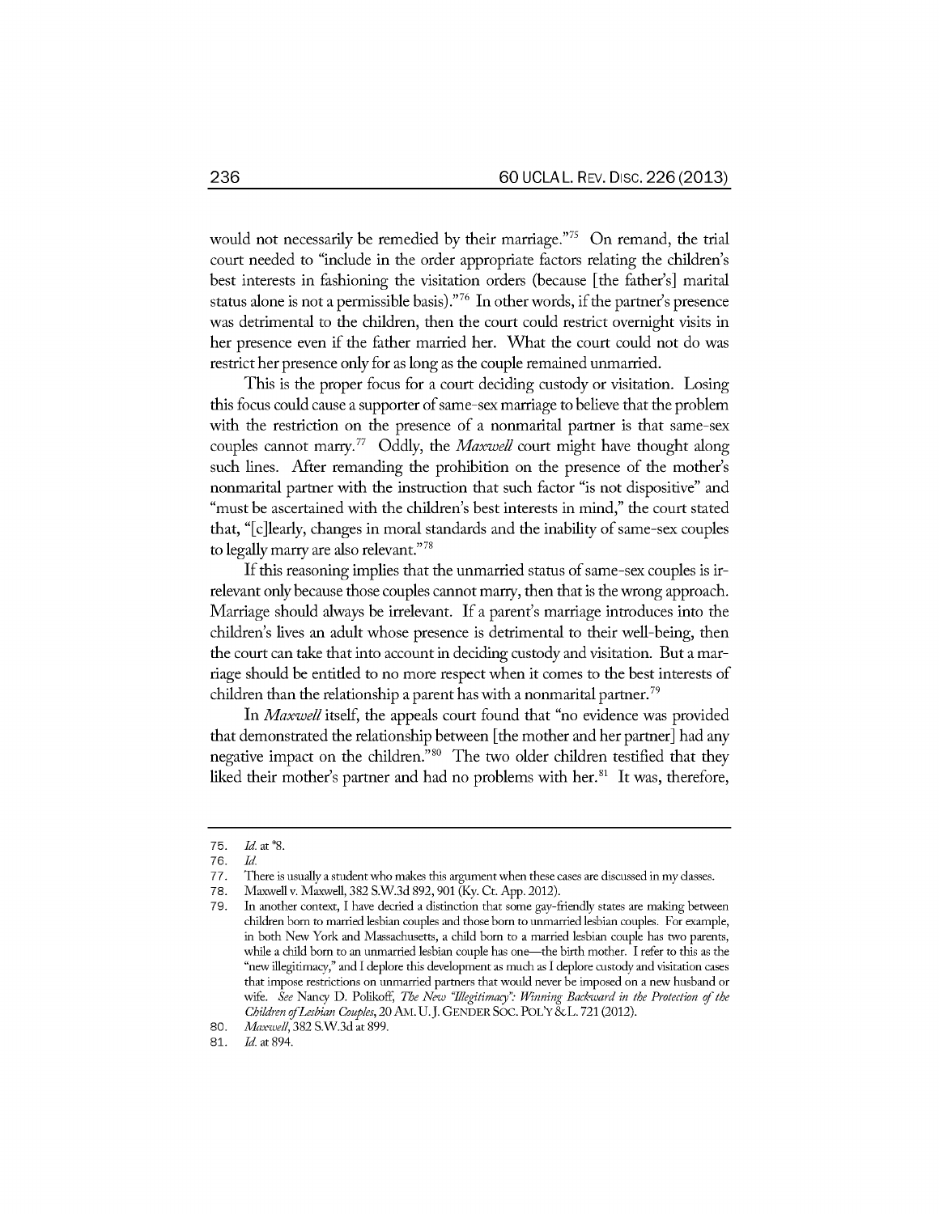would not necessarily be remedied by their marriage."[75] On remand, the trial court needed to "include in the order appropriate factors relating the children's best interests in fashioning the visitation orders (because [the father's] marital status alone is not a permissible basis)."[76] In other words, if the partner's presence was detrimental to the children, then the court could restrict overnight visits in her presence even if the father married her. What the court could not do was restrict her presence only for as long as the couple remained unmarried.

This is the proper focus for a court deciding custody or visitation. Losing this focus could cause a supporter of same-sex marriage to believe that the problem with the restriction on the presence of a nonmarital partner is that same-sex couples cannot marry.[77] Oddly, the *Maxwell* court might have thought along such lines. After remanding the prohibition on the presence of the mother's nonmarital partner with the instruction that such factor "is not dispositive" and "must be ascertained with the children's best interests in mind," the court stated that, "[c]learly, changes in moral standards and the inability of same-sex couples to legally marry are also relevant."[78]

If this reasoning implies that the unmarried status of same-sex couples is irrelevant only because those couples cannot marry, then that is the wrong approach. Marriage should always be irrelevant. If a parent's marriage introduces into the children's lives an adult whose presence is detrimental to their well-being, then the court can take that into account in deciding custody and visitation. But a marriage should be entitled to no more respect when it comes to the best interests of children than the relationship a parent has with a nonmarital partner.[79]

In *Maxwell* itself, the appeals court found that "no evidence was provided that demonstrated the relationship between [the mother and her partner] had any negative impact on the children."[80] The two older children testified that they liked their mother's partner and had no problems with her.[81] It was, therefore,

---

75. *Id.* at *8.
76. *Id.*
77. There is usually a student who makes this argument when these cases are discussed in my classes.
78. Maxwell v. Maxwell, 382 S.W.3d 892, 901 (Ky. Ct. App. 2012).
79. In another context, I have decried a distinction that some gay-friendly states are making between children born to married lesbian couples and those born to unmarried lesbian couples. For example, in both New York and Massachusetts, a child born to a married lesbian couple has two parents, while a child born to an unmarried lesbian couple has one—the birth mother. I refer to this as the "new illegitimacy," and I deplore this development as much as I deplore custody and visitation cases that impose restrictions on unmarried partners that would never be imposed on a new husband or wife. *See* Nancy D. Polikoff, *The New "Illegitimacy": Winning Backward in the Protection of the Children of Lesbian Couples*, 20 AM. U. J. GENDER SOC. POL'Y & L. 721 (2012).
80. *Maxwell*, 382 S.W.3d at 899.
81. *Id.* at 894.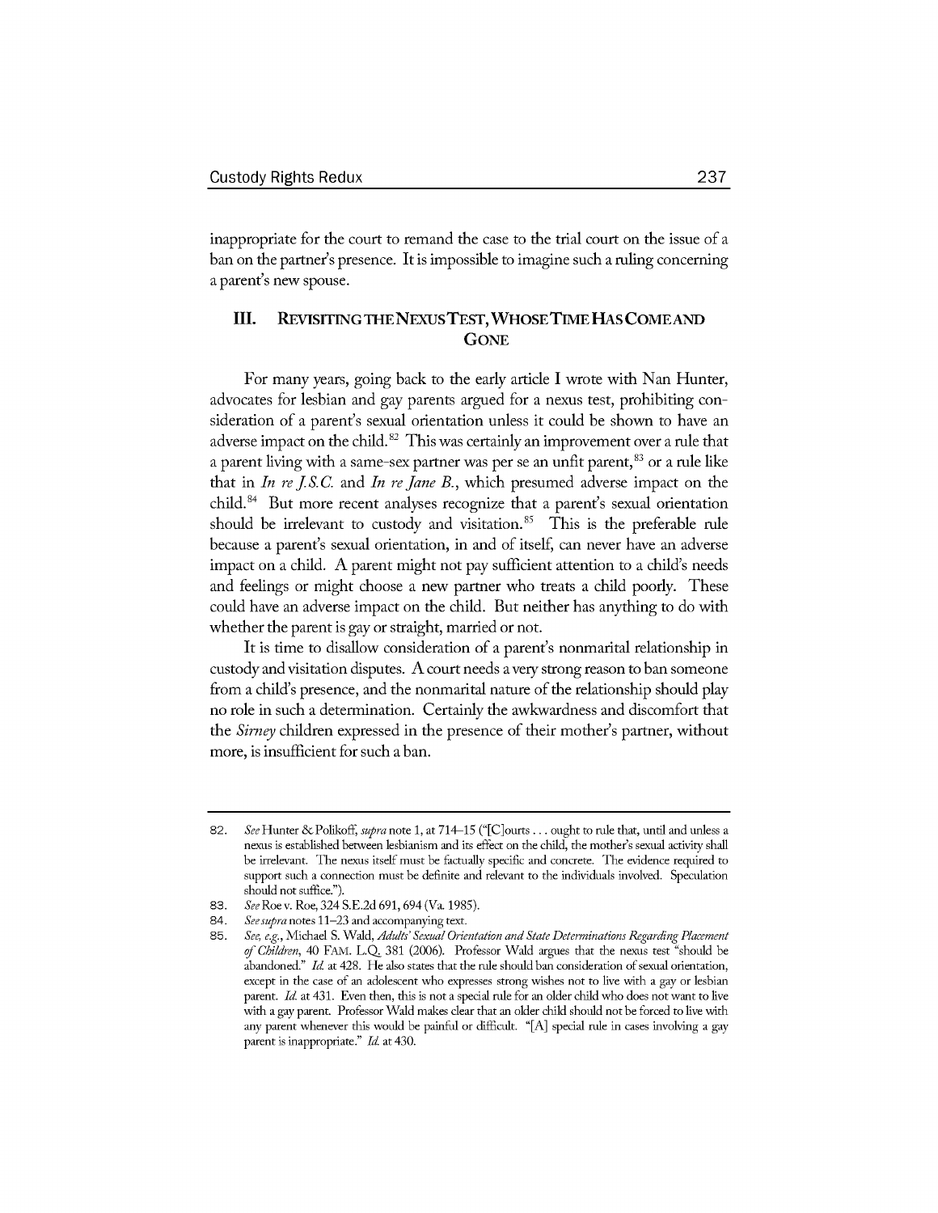inappropriate for the court to remand the case to the trial court on the issue of a ban on the partner's presence. It is impossible to imagine such a ruling concerning a parent's new spouse.

## III. Revisiting the Nexus Test, Whose Time Has Come and Gone

For many years, going back to the early article I wrote with Nan Hunter, advocates for lesbian and gay parents argued for a nexus test, prohibiting consideration of a parent's sexual orientation unless it could be shown to have an adverse impact on the child.[82] This was certainly an improvement over a rule that a parent living with a same-sex partner was per se an unfit parent,[83] or a rule like that in *In re J.S.C.* and *In re Jane B.*, which presumed adverse impact on the child.[84] But more recent analyses recognize that a parent's sexual orientation should be irrelevant to custody and visitation.[85] This is the preferable rule because a parent's sexual orientation, in and of itself, can never have an adverse impact on a child. A parent might not pay sufficient attention to a child's needs and feelings or might choose a new partner who treats a child poorly. These could have an adverse impact on the child. But neither has anything to do with whether the parent is gay or straight, married or not.

It is time to disallow consideration of a parent's nonmarital relationship in custody and visitation disputes. A court needs a very strong reason to ban someone from a child's presence, and the nonmarital nature of the relationship should play no role in such a determination. Certainly the awkwardness and discomfort that the *Sirney* children expressed in the presence of their mother's partner, without more, is insufficient for such a ban.

---

82. *See* Hunter & Polikoff, *supra* note 1, at 714–15 ("[C]ourts . . . ought to rule that, until and unless a nexus is established between lesbianism and its effect on the child, the mother's sexual activity shall be irrelevant. The nexus itself must be factually specific and concrete. The evidence required to support such a connection must be definite and relevant to the individuals involved. Speculation should not suffice.").

83. *See* Roe v. Roe, 324 S.E.2d 691, 694 (Va. 1985).

84. *See supra* notes 11–23 and accompanying text.

85. *See, e.g.*, Michael S. Wald, *Adults' Sexual Orientation and State Determinations Regarding Placement of Children*, 40 FAM. L.Q. 381 (2006). Professor Wald argues that the nexus test "should be abandoned." *Id.* at 428. He also states that the rule should ban consideration of sexual orientation, except in the case of an adolescent who expresses strong wishes not to live with a gay or lesbian parent. *Id.* at 431. Even then, this is not a special rule for an older child who does not want to live with a gay parent. Professor Wald makes clear that an older child should not be forced to live with any parent whenever this would be painful or difficult. "[A] special rule in cases involving a gay parent is inappropriate." *Id.* at 430.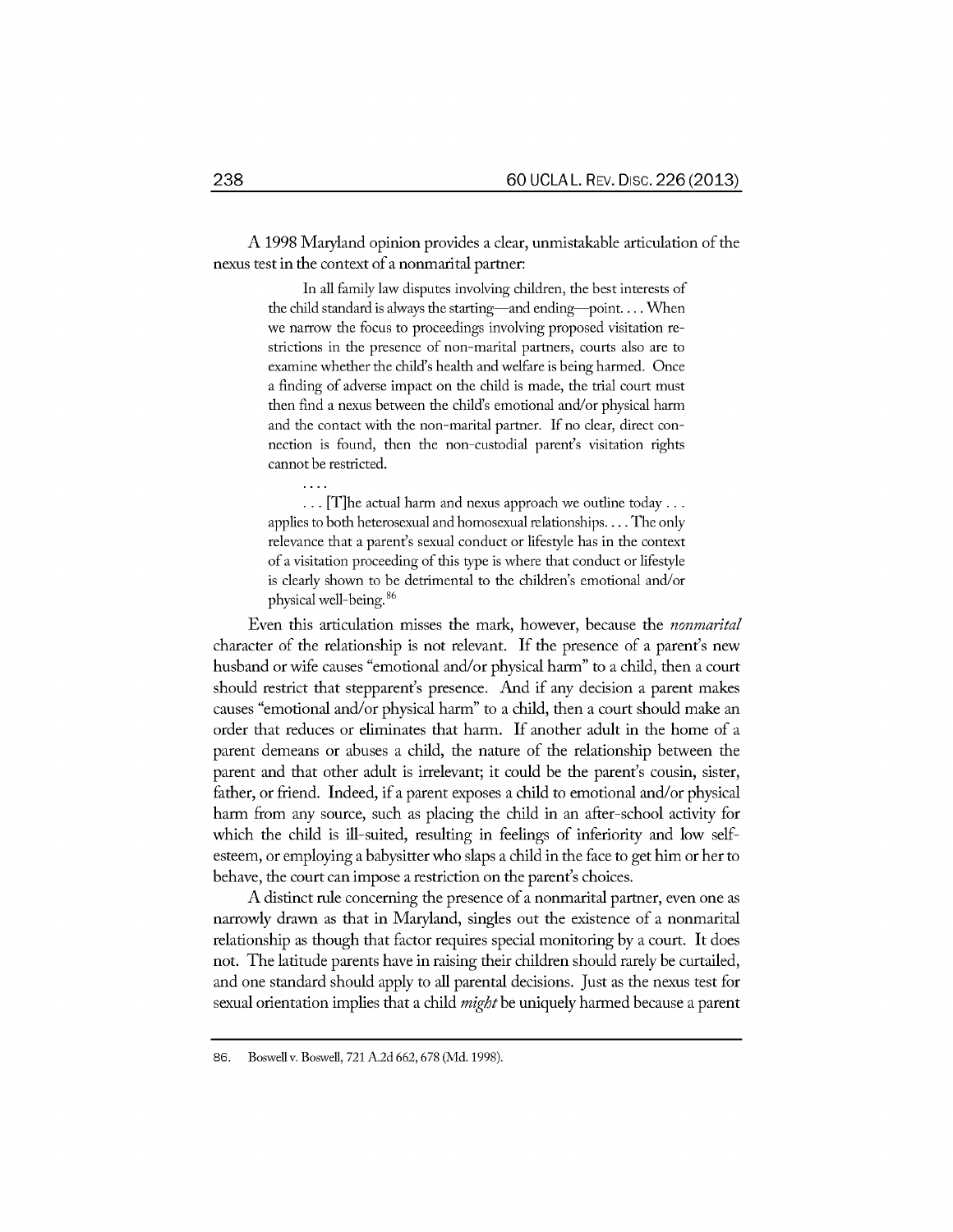A 1998 Maryland opinion provides a clear, unmistakable articulation of the nexus test in the context of a nonmarital partner:

> In all family law disputes involving children, the best interests of the child standard is always the starting—and ending—point. . . . When we narrow the focus to proceedings involving proposed visitation restrictions in the presence of non-marital partners, courts also are to examine whether the child's health and welfare is being harmed. Once a finding of adverse impact on the child is made, the trial court must then find a nexus between the child's emotional and/or physical harm and the contact with the non-marital partner. If no clear, direct connection is found, then the non-custodial parent's visitation rights cannot be restricted.
>
> . . . .
>
> . . . [T]he actual harm and nexus approach we outline today . . . applies to both heterosexual and homosexual relationships. . . . The only relevance that a parent's sexual conduct or lifestyle has in the context of a visitation proceeding of this type is where that conduct or lifestyle is clearly shown to be detrimental to the children's emotional and/or physical well-being.[86]

Even this articulation misses the mark, however, because the *nonmarital* character of the relationship is not relevant. If the presence of a parent's new husband or wife causes "emotional and/or physical harm" to a child, then a court should restrict that stepparent's presence. And if any decision a parent makes causes "emotional and/or physical harm" to a child, then a court should make an order that reduces or eliminates that harm. If another adult in the home of a parent demeans or abuses a child, the nature of the relationship between the parent and that other adult is irrelevant; it could be the parent's cousin, sister, father, or friend. Indeed, if a parent exposes a child to emotional and/or physical harm from any source, such as placing the child in an after-school activity for which the child is ill-suited, resulting in feelings of inferiority and low self-esteem, or employing a babysitter who slaps a child in the face to get him or her to behave, the court can impose a restriction on the parent's choices.

A distinct rule concerning the presence of a nonmarital partner, even one as narrowly drawn as that in Maryland, singles out the existence of a nonmarital relationship as though that factor requires special monitoring by a court. It does not. The latitude parents have in raising their children should rarely be curtailed, and one standard should apply to all parental decisions. Just as the nexus test for sexual orientation implies that a child *might* be uniquely harmed because a parent

---

86. Boswell v. Boswell, 721 A.2d 662, 678 (Md. 1998).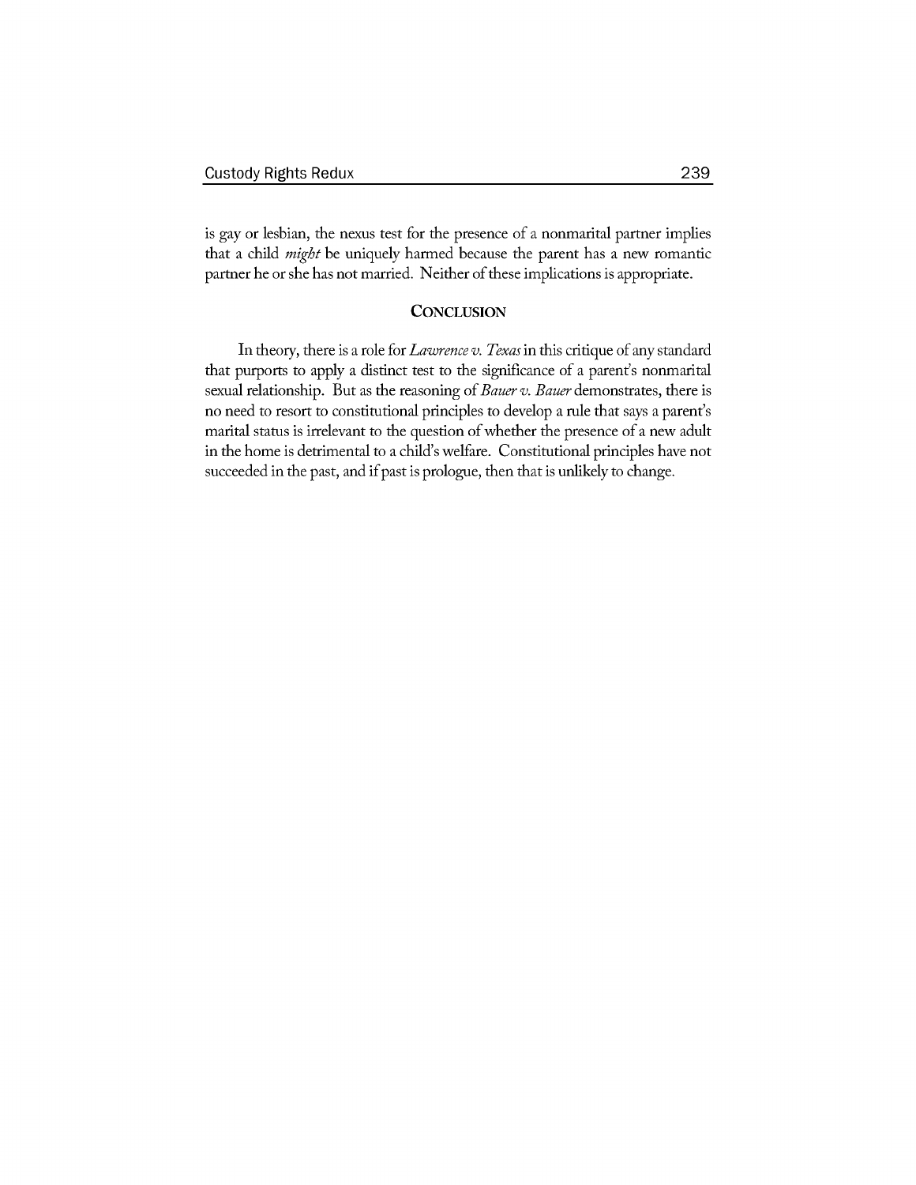is gay or lesbian, the nexus test for the presence of a nonmarital partner implies that a child *might* be uniquely harmed because the parent has a new romantic partner he or she has not married. Neither of these implications is appropriate.

## CONCLUSION

In theory, there is a role for *Lawrence v. Texas* in this critique of any standard that purports to apply a distinct test to the significance of a parent's nonmarital sexual relationship. But as the reasoning of *Bauer v. Bauer* demonstrates, there is no need to resort to constitutional principles to develop a rule that says a parent's marital status is irrelevant to the question of whether the presence of a new adult in the home is detrimental to a child's welfare. Constitutional principles have not succeeded in the past, and if past is prologue, then that is unlikely to change.